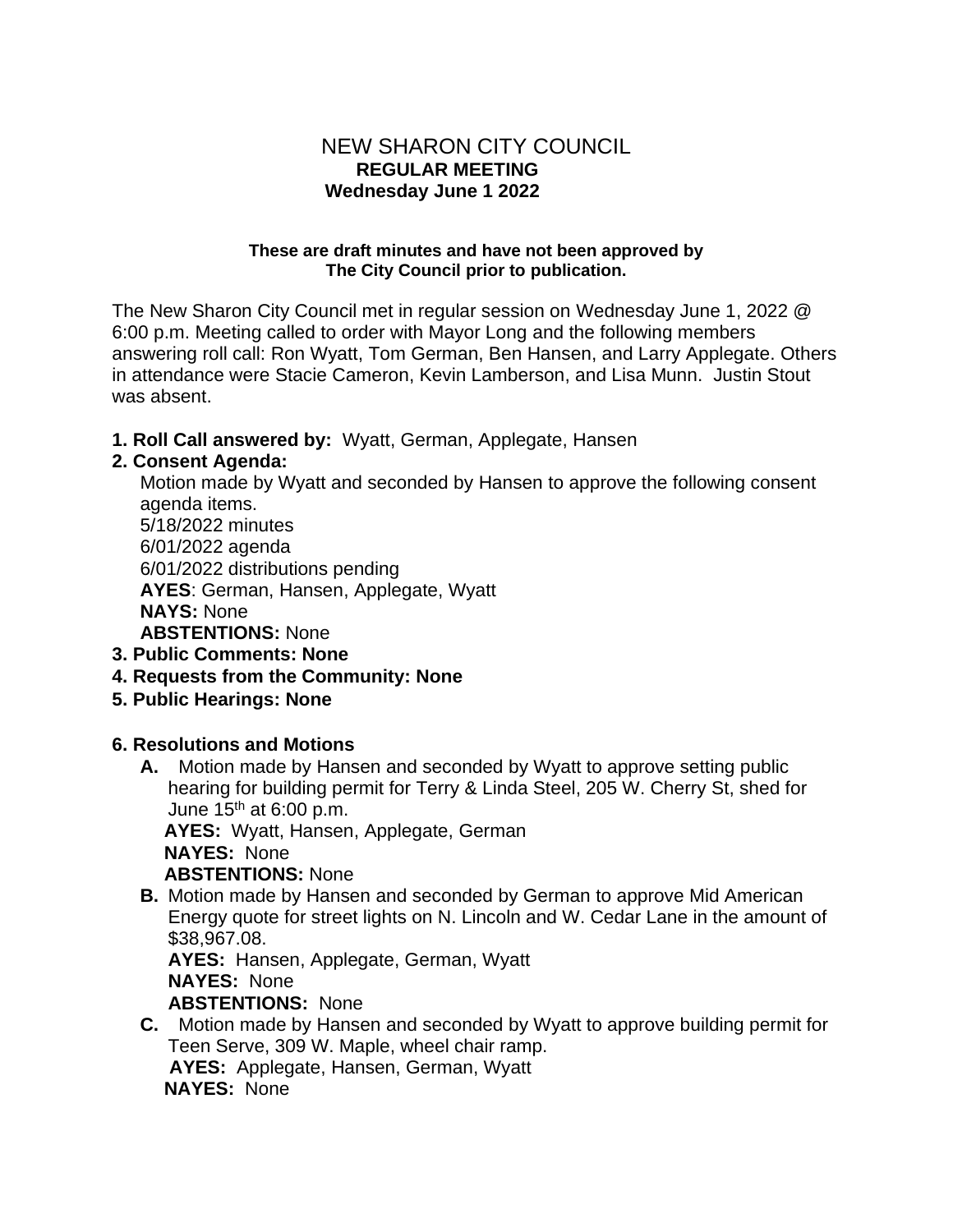# NEW SHARON CITY COUNCIL
## REGULAR MEETING
## Wednesday June 1 2022

**These are draft minutes and have not been approved by The City Council prior to publication.**

The New Sharon City Council met in regular session on Wednesday June 1, 2022 @ 6:00 p.m. Meeting called to order with Mayor Long and the following members answering roll call: Ron Wyatt, Tom German, Ben Hansen, and Larry Applegate. Others in attendance were Stacie Cameron, Kevin Lamberson, and Lisa Munn. Justin Stout was absent.

**1. Roll Call answered by:** Wyatt, German, Applegate, Hansen

**2. Consent Agenda:**

Motion made by Wyatt and seconded by Hansen to approve the following consent agenda items.
5/18/2022 minutes
6/01/2022 agenda
6/01/2022 distributions pending
**AYES**: German, Hansen, Applegate, Wyatt
**NAYS:** None
**ABSTENTIONS:** None

**3. Public Comments: None**

**4. Requests from the Community: None**

**5. Public Hearings: None**

**6. Resolutions and Motions**

**A.** Motion made by Hansen and seconded by Wyatt to approve setting public hearing for building permit for Terry & Linda Steel, 205 W. Cherry St, shed for June 15th at 6:00 p.m.
**AYES:** Wyatt, Hansen, Applegate, German
**NAYES:** None
**ABSTENTIONS:** None

**B.** Motion made by Hansen and seconded by German to approve Mid American Energy quote for street lights on N. Lincoln and W. Cedar Lane in the amount of $38,967.08.
**AYES:** Hansen, Applegate, German, Wyatt
**NAYES:** None
**ABSTENTIONS:** None

**C.** Motion made by Hansen and seconded by Wyatt to approve building permit for Teen Serve, 309 W. Maple, wheel chair ramp.
**AYES:** Applegate, Hansen, German, Wyatt
**NAYES:** None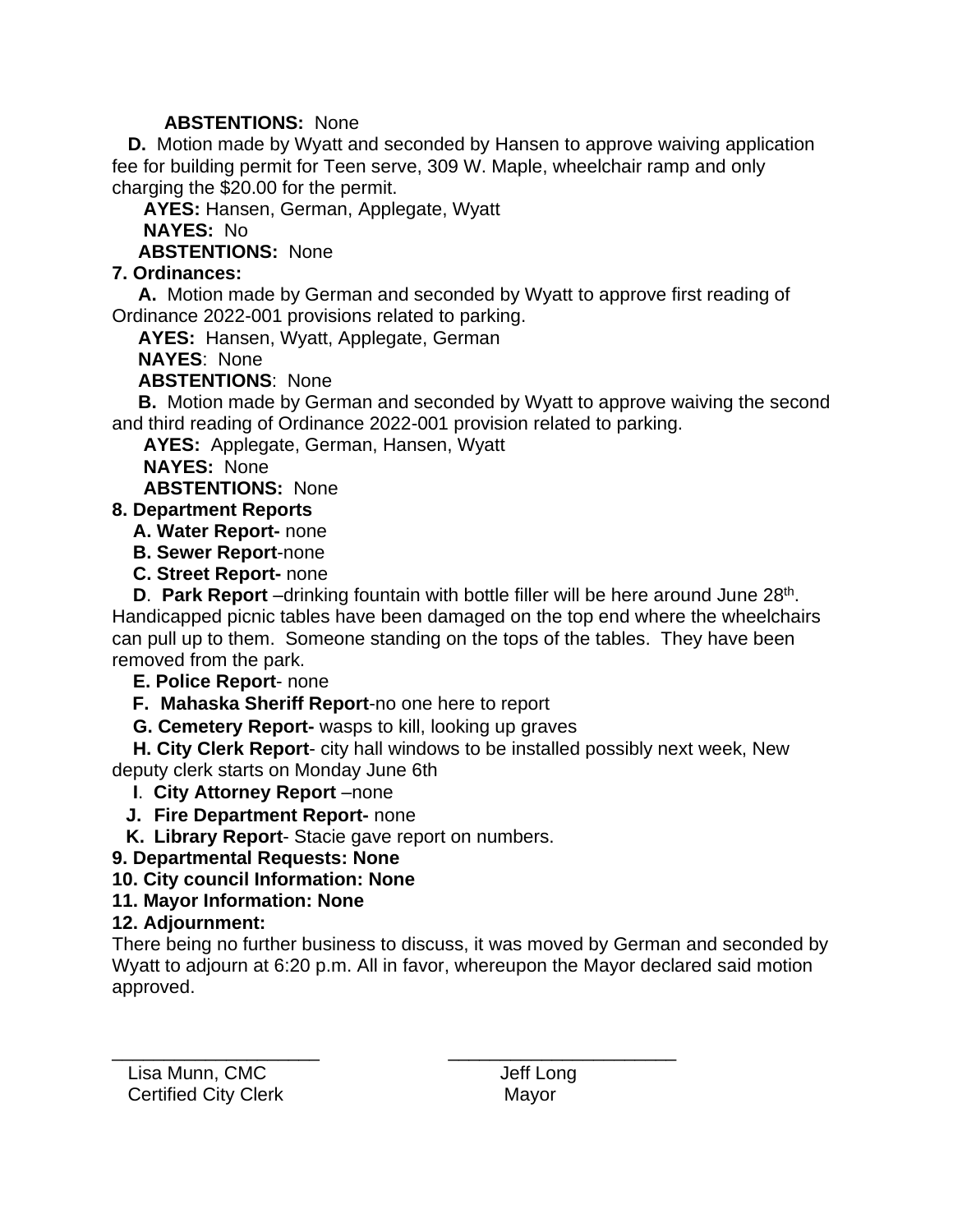**ABSTENTIONS:** None

**D.** Motion made by Wyatt and seconded by Hansen to approve waiving application fee for building permit for Teen serve, 309 W. Maple, wheelchair ramp and only charging the $20.00 for the permit.

**AYES:** Hansen, German, Applegate, Wyatt
**NAYES:** No
**ABSTENTIONS:** None

**7. Ordinances:**

**A.** Motion made by German and seconded by Wyatt to approve first reading of Ordinance 2022-001 provisions related to parking.

**AYES:** Hansen, Wyatt, Applegate, German
**NAYES**: None
**ABSTENTIONS**: None

**B.** Motion made by German and seconded by Wyatt to approve waiving the second and third reading of Ordinance 2022-001 provision related to parking.

**AYES:** Applegate, German, Hansen, Wyatt
**NAYES:** None
**ABSTENTIONS:** None

**8. Department Reports**

**A. Water Report-** none
**B. Sewer Report**-none
**C. Street Report-** none
**D**. **Park Report** –drinking fountain with bottle filler will be here around June 28th. Handicapped picnic tables have been damaged on the top end where the wheelchairs can pull up to them. Someone standing on the tops of the tables. They have been removed from the park.
**E. Police Report**- none
**F. Mahaska Sheriff Report**-no one here to report
**G. Cemetery Report-** wasps to kill, looking up graves
**H. City Clerk Report**- city hall windows to be installed possibly next week, New deputy clerk starts on Monday June 6th
**I**. **City Attorney Report** –none
**J. Fire Department Report-** none
**K. Library Report**- Stacie gave report on numbers.

**9. Departmental Requests: None**

**10. City council Information: None**

**11. Mayor Information: None**

**12. Adjournment:**

There being no further business to discuss, it was moved by German and seconded by Wyatt to adjourn at 6:20 p.m. All in favor, whereupon the Mayor declared said motion approved.

\_\_\_\_\_\_\_\_\_\_\_\_\_\_\_\_\_\_\_\_ \_\_\_\_\_\_\_\_\_\_\_\_\_\_\_\_\_\_\_\_\_\_

Lisa Munn, CMC — Jeff Long
Certified City Clerk — Mayor